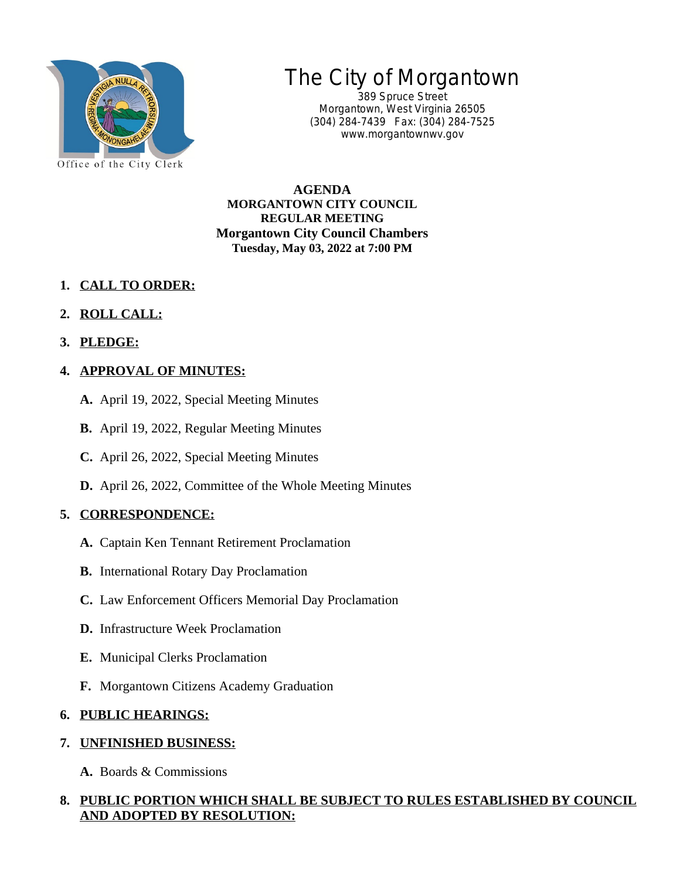# The City of Morgantown

389 Spruce Street
Morgantown, West Virginia 26505
(304) 284-7439 Fax: (304) 284-7525
www.morgantownwv.gov

Office of the City Clerk

**AGENDA**
**MORGANTOWN CITY COUNCIL**
**REGULAR MEETING**
**Morgantown City Council Chambers**
**Tuesday, May 03, 2022 at 7:00 PM**

1. **CALL TO ORDER:**

2. **ROLL CALL:**

3. **PLEDGE:**

4. **APPROVAL OF MINUTES:**

   **A.** April 19, 2022, Special Meeting Minutes

   **B.** April 19, 2022, Regular Meeting Minutes

   **C.** April 26, 2022, Special Meeting Minutes

   **D.** April 26, 2022, Committee of the Whole Meeting Minutes

5. **CORRESPONDENCE:**

   **A.** Captain Ken Tennant Retirement Proclamation

   **B.** International Rotary Day Proclamation

   **C.** Law Enforcement Officers Memorial Day Proclamation

   **D.** Infrastructure Week Proclamation

   **E.** Municipal Clerks Proclamation

   **F.** Morgantown Citizens Academy Graduation

6. **PUBLIC HEARINGS:**

7. **UNFINISHED BUSINESS:**

   **A.** Boards & Commissions

8. **PUBLIC PORTION WHICH SHALL BE SUBJECT TO RULES ESTABLISHED BY COUNCIL AND ADOPTED BY RESOLUTION:**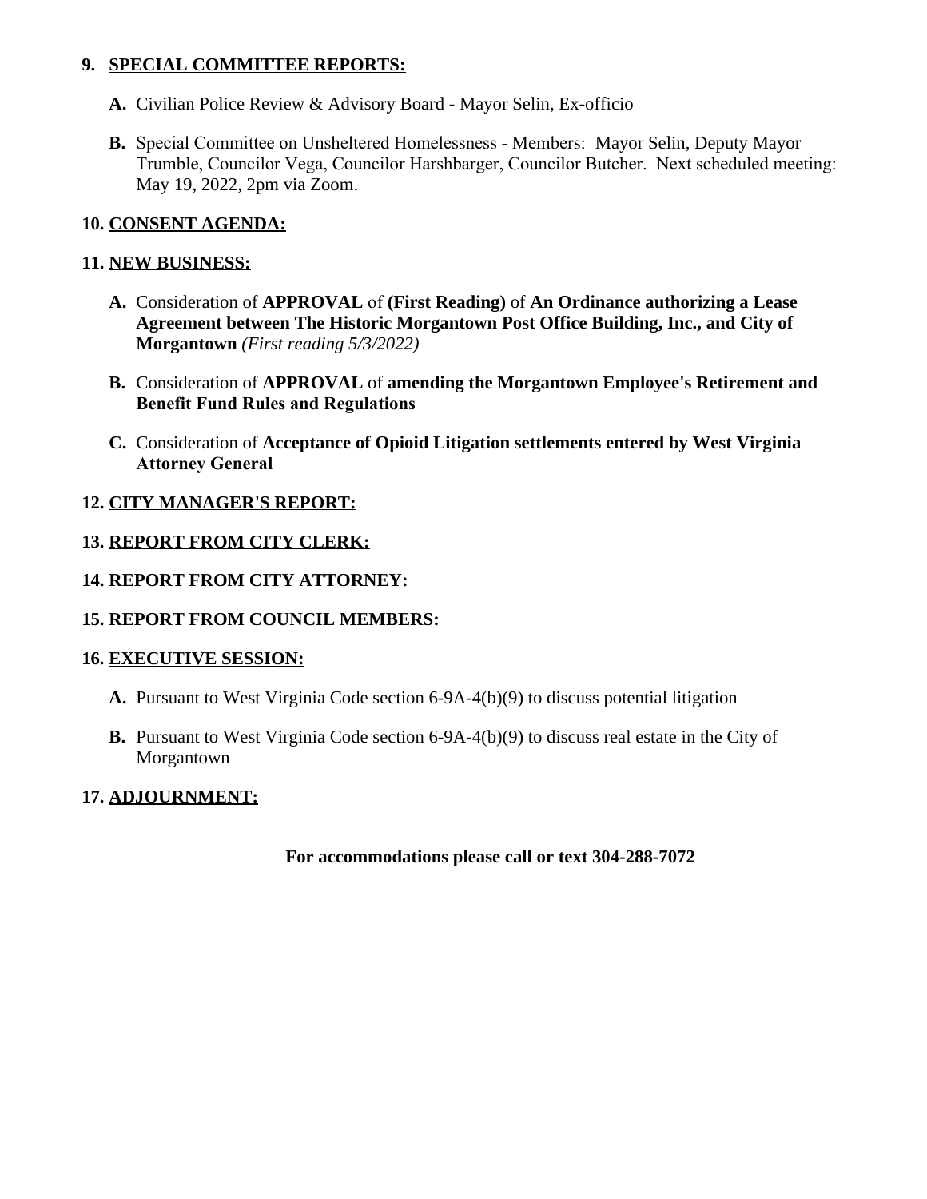**9. SPECIAL COMMITTEE REPORTS:**

**A.** Civilian Police Review & Advisory Board - Mayor Selin, Ex-officio

**B.** Special Committee on Unsheltered Homelessness - Members: Mayor Selin, Deputy Mayor Trumble, Councilor Vega, Councilor Harshbarger, Councilor Butcher. Next scheduled meeting: May 19, 2022, 2pm via Zoom.

**10. CONSENT AGENDA:**

**11. NEW BUSINESS:**

**A.** Consideration of **APPROVAL** of **(First Reading)** of **An Ordinance authorizing a Lease Agreement between The Historic Morgantown Post Office Building, Inc., and City of Morgantown** *(First reading 5/3/2022)*

**B.** Consideration of **APPROVAL** of **amending the Morgantown Employee's Retirement and Benefit Fund Rules and Regulations**

**C.** Consideration of **Acceptance of Opioid Litigation settlements entered by West Virginia Attorney General**

**12. CITY MANAGER'S REPORT:**

**13. REPORT FROM CITY CLERK:**

**14. REPORT FROM CITY ATTORNEY:**

**15. REPORT FROM COUNCIL MEMBERS:**

**16. EXECUTIVE SESSION:**

**A.** Pursuant to West Virginia Code section 6-9A-4(b)(9) to discuss potential litigation

**B.** Pursuant to West Virginia Code section 6-9A-4(b)(9) to discuss real estate in the City of Morgantown

**17. ADJOURNMENT:**

**For accommodations please call or text 304-288-7072**